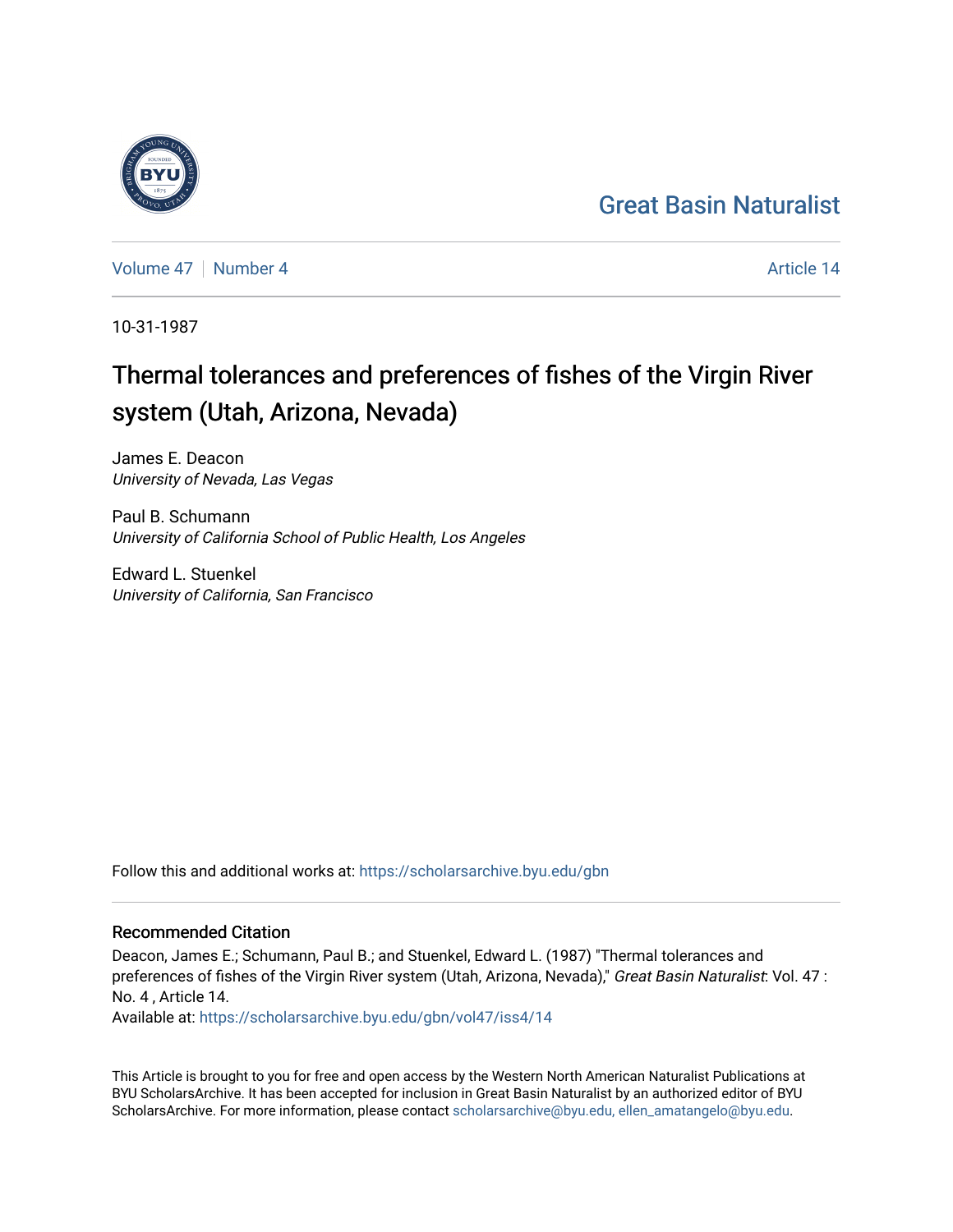Great Basin Naturalist

Volume 47 | Number 4 — Article 14

10-31-1987

# Thermal tolerances and preferences of fishes of the Virgin River system (Utah, Arizona, Nevada)

James E. Deacon
*University of Nevada, Las Vegas*

Paul B. Schumann
*University of California School of Public Health, Los Angeles*

Edward L. Stuenkel
*University of California, San Francisco*

Follow this and additional works at: https://scholarsarchive.byu.edu/gbn

## Recommended Citation

Deacon, James E.; Schumann, Paul B.; and Stuenkel, Edward L. (1987) "Thermal tolerances and preferences of fishes of the Virgin River system (Utah, Arizona, Nevada)," *Great Basin Naturalist*: Vol. 47 : No. 4 , Article 14.
Available at: https://scholarsarchive.byu.edu/gbn/vol47/iss4/14

This Article is brought to you for free and open access by the Western North American Naturalist Publications at BYU ScholarsArchive. It has been accepted for inclusion in Great Basin Naturalist by an authorized editor of BYU ScholarsArchive. For more information, please contact scholarsarchive@byu.edu, ellen_amatangelo@byu.edu.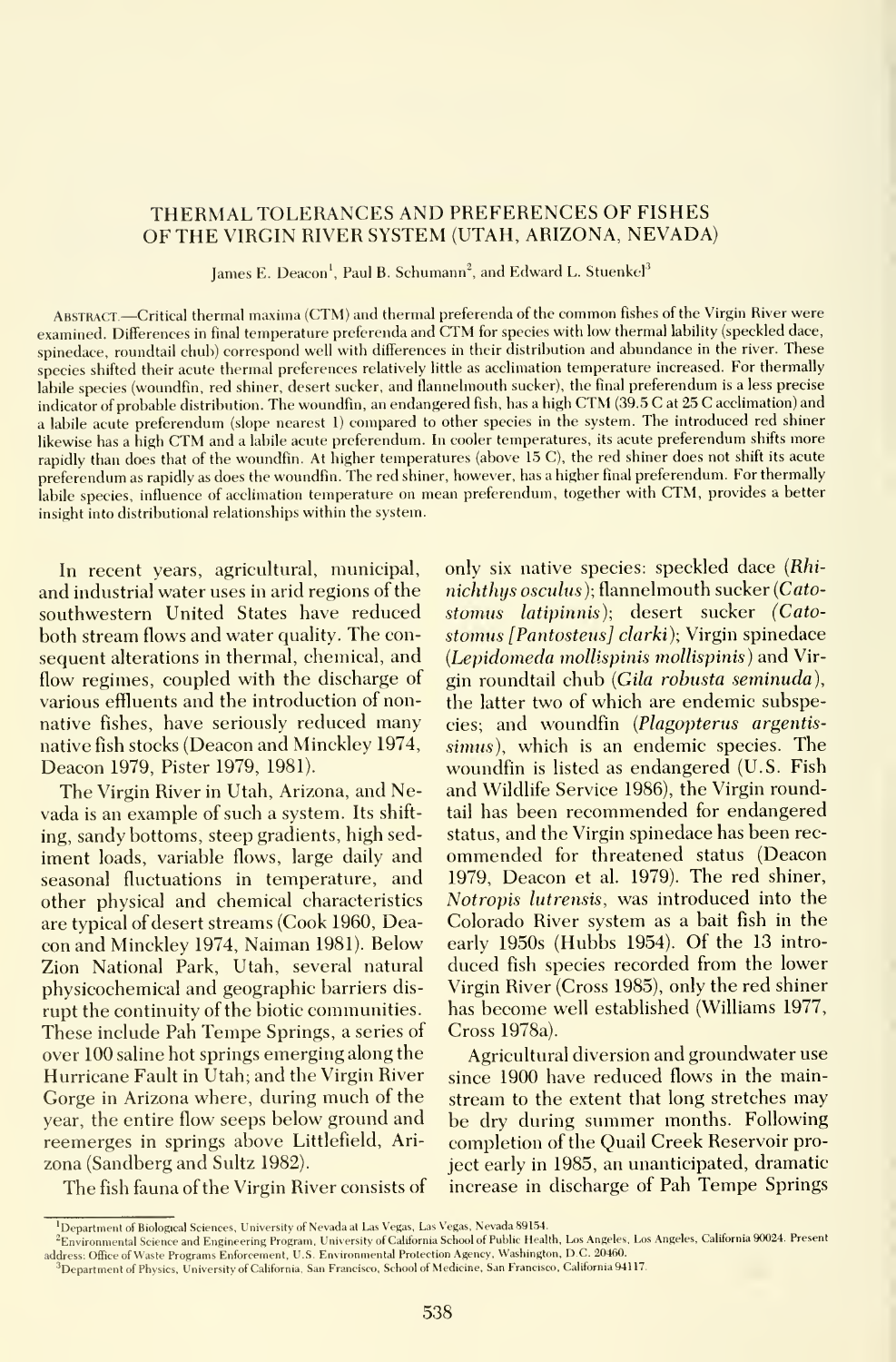# THERMAL TOLERANCES AND PREFERENCES OF FISHES OF THE VIRGIN RIVER SYSTEM (UTAH, ARIZONA, NEVADA)

James E. Deacon[1], Paul B. Schumann[2], and Edward L. Stuenkel[3]

ABSTRACT.—Critical thermal maxima (CTM) and thermal preferenda of the common fishes of the Virgin River were examined. Differences in final temperature preferenda and CTM for species with low thermal lability (speckled dace, spinedace, roundtail chub) correspond well with differences in their distribution and abundance in the river. These species shifted their acute thermal preferences relatively little as acclimation temperature increased. For thermally labile species (woundfin, red shiner, desert sucker, and flannelmouth sucker), the final preferendum is a less precise indicator of probable distribution. The woundfin, an endangered fish, has a high CTM (39.5 C at 25 C acclimation) and a labile acute preferendum (slope nearest 1) compared to other species in the system. The introduced red shiner likewise has a high CTM and a labile acute preferendum. In cooler temperatures, its acute preferendum shifts more rapidly than does that of the woundfin. At higher temperatures (above 15 C), the red shiner does not shift its acute preferendum as rapidly as does the woundfin. The red shiner, however, has a higher final preferendum. For thermally labile species, influence of acclimation temperature on mean preferendum, together with CTM, provides a better insight into distributional relationships within the system.

In recent years, agricultural, municipal, and industrial water uses in arid regions of the southwestern United States have reduced both stream flows and water quality. The consequent alterations in thermal, chemical, and flow regimes, coupled with the discharge of various effluents and the introduction of nonnative fishes, have seriously reduced many native fish stocks (Deacon and Minckley 1974, Deacon 1979, Pister 1979, 1981).

The Virgin River in Utah, Arizona, and Nevada is an example of such a system. Its shifting, sandy bottoms, steep gradients, high sediment loads, variable flows, large daily and seasonal fluctuations in temperature, and other physical and chemical characteristics are typical of desert streams (Cook 1960, Deacon and Minckley 1974, Naiman 1981). Below Zion National Park, Utah, several natural physicochemical and geographic barriers disrupt the continuity of the biotic communities. These include Pah Tempe Springs, a series of over 100 saline hot springs emerging along the Hurricane Fault in Utah; and the Virgin River Gorge in Arizona where, during much of the year, the entire flow seeps below ground and reemerges in springs above Littlefield, Arizona (Sandberg and Sultz 1982).

The fish fauna of the Virgin River consists of only six native species: speckled dace (*Rhinichthys osculus*); flannelmouth sucker (*Catostomus latipinnis*); desert sucker (*Catostomus [Pantosteus] clarki*); Virgin spinedace (*Lepidomeda mollispinis mollispinis*) and Virgin roundtail chub (*Gila robusta seminuda*), the latter two of which are endemic subspecies; and woundfin (*Plagopterus argentissimus*), which is an endemic species. The woundfin is listed as endangered (U.S. Fish and Wildlife Service 1986), the Virgin roundtail has been recommended for endangered status, and the Virgin spinedace has been recommended for threatened status (Deacon 1979, Deacon et al. 1979). The red shiner, *Notropis lutrensis*, was introduced into the Colorado River system as a bait fish in the early 1950s (Hubbs 1954). Of the 13 introduced fish species recorded from the lower Virgin River (Cross 1985), only the red shiner has become well established (Williams 1977, Cross 1978a).

Agricultural diversion and groundwater use since 1900 have reduced flows in the mainstream to the extent that long stretches may be dry during summer months. Following completion of the Quail Creek Reservoir project early in 1985, an unanticipated, dramatic increase in discharge of Pah Tempe Springs

[1]Department of Biological Sciences, University of Nevada at Las Vegas, Las Vegas, Nevada 89154.

[2]Environmental Science and Engineering Program, University of California School of Public Health, Los Angeles, Los Angeles, California 90024. Present address: Office of Waste Programs Enforcement, U.S. Environmental Protection Agency, Washington, D.C. 20460.

[3]Department of Physics, University of California, San Francisco, School of Medicine, San Francisco, California 94117.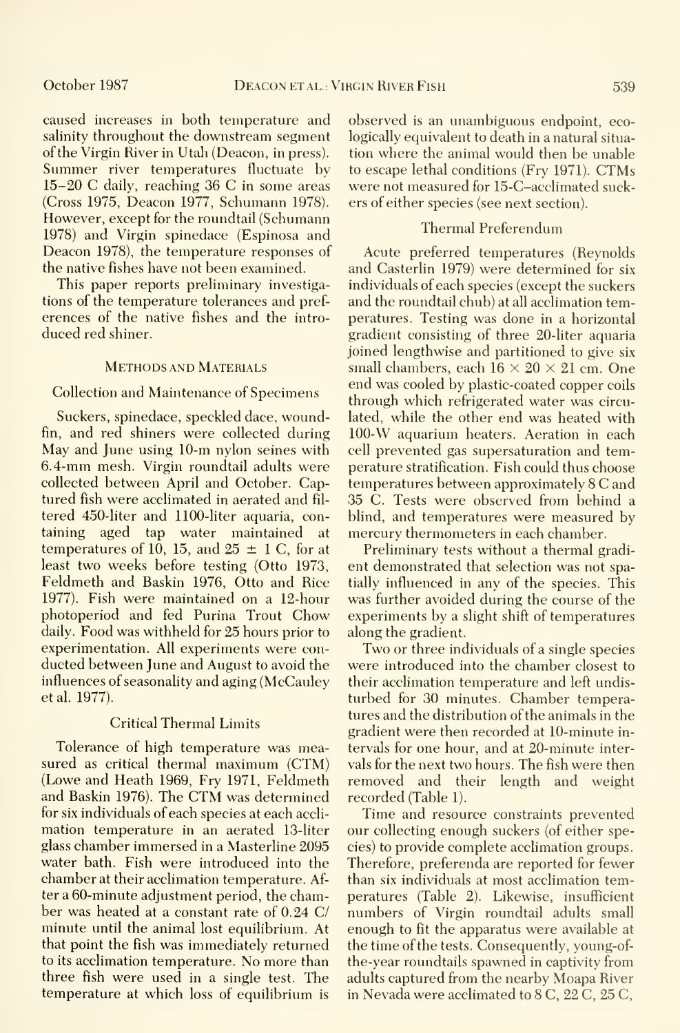caused increases in both temperature and salinity throughout the downstream segment of the Virgin River in Utah (Deacon, in press). Summer river temperatures fluctuate by 15–20 C daily, reaching 36 C in some areas (Cross 1975, Deacon 1977, Schumann 1978). However, except for the roundtail (Schumann 1978) and Virgin spinedace (Espinosa and Deacon 1978), the temperature responses of the native fishes have not been examined.

This paper reports preliminary investigations of the temperature tolerances and preferences of the native fishes and the introduced red shiner.

## Methods and Materials

### Collection and Maintenance of Specimens

Suckers, spinedace, speckled dace, woundfin, and red shiners were collected during May and June using 10-m nylon seines with 6.4-mm mesh. Virgin roundtail adults were collected between April and October. Captured fish were acclimated in aerated and filtered 450-liter and 1100-liter aquaria, containing aged tap water maintained at temperatures of 10, 15, and 25 ± 1 C, for at least two weeks before testing (Otto 1973, Feldmeth and Baskin 1976, Otto and Rice 1977). Fish were maintained on a 12-hour photoperiod and fed Purina Trout Chow daily. Food was withheld for 25 hours prior to experimentation. All experiments were conducted between June and August to avoid the influences of seasonality and aging (McCauley et al. 1977).

### Critical Thermal Limits

Tolerance of high temperature was measured as critical thermal maximum (CTM) (Lowe and Heath 1969, Fry 1971, Feldmeth and Baskin 1976). The CTM was determined for six individuals of each species at each acclimation temperature in an aerated 13-liter glass chamber immersed in a Masterline 2095 water bath. Fish were introduced into the chamber at their acclimation temperature. After a 60-minute adjustment period, the chamber was heated at a constant rate of 0.24 C/minute until the animal lost equilibrium. At that point the fish was immediately returned to its acclimation temperature. No more than three fish were used in a single test. The temperature at which loss of equilibrium is observed is an unambiguous endpoint, ecologically equivalent to death in a natural situation where the animal would then be unable to escape lethal conditions (Fry 1971). CTMs were not measured for 15-C–acclimated suckers of either species (see next section).

### Thermal Preferendum

Acute preferred temperatures (Reynolds and Casterlin 1979) were determined for six individuals of each species (except the suckers and the roundtail chub) at all acclimation temperatures. Testing was done in a horizontal gradient consisting of three 20-liter aquaria joined lengthwise and partitioned to give six small chambers, each 16 × 20 × 21 cm. One end was cooled by plastic-coated copper coils through which refrigerated water was circulated, while the other end was heated with 100-W aquarium heaters. Aeration in each cell prevented gas supersaturation and temperature stratification. Fish could thus choose temperatures between approximately 8 C and 35 C. Tests were observed from behind a blind, and temperatures were measured by mercury thermometers in each chamber.

Preliminary tests without a thermal gradient demonstrated that selection was not spatially influenced in any of the species. This was further avoided during the course of the experiments by a slight shift of temperatures along the gradient.

Two or three individuals of a single species were introduced into the chamber closest to their acclimation temperature and left undisturbed for 30 minutes. Chamber temperatures and the distribution of the animals in the gradient were then recorded at 10-minute intervals for one hour, and at 20-minute intervals for the next two hours. The fish were then removed and their length and weight recorded (Table 1).

Time and resource constraints prevented our collecting enough suckers (of either species) to provide complete acclimation groups. Therefore, preferenda are reported for fewer than six individuals at most acclimation temperatures (Table 2). Likewise, insufficient numbers of Virgin roundtail adults small enough to fit the apparatus were available at the time of the tests. Consequently, young-of-the-year roundtails spawned in captivity from adults captured from the nearby Moapa River in Nevada were acclimated to 8 C, 22 C, 25 C,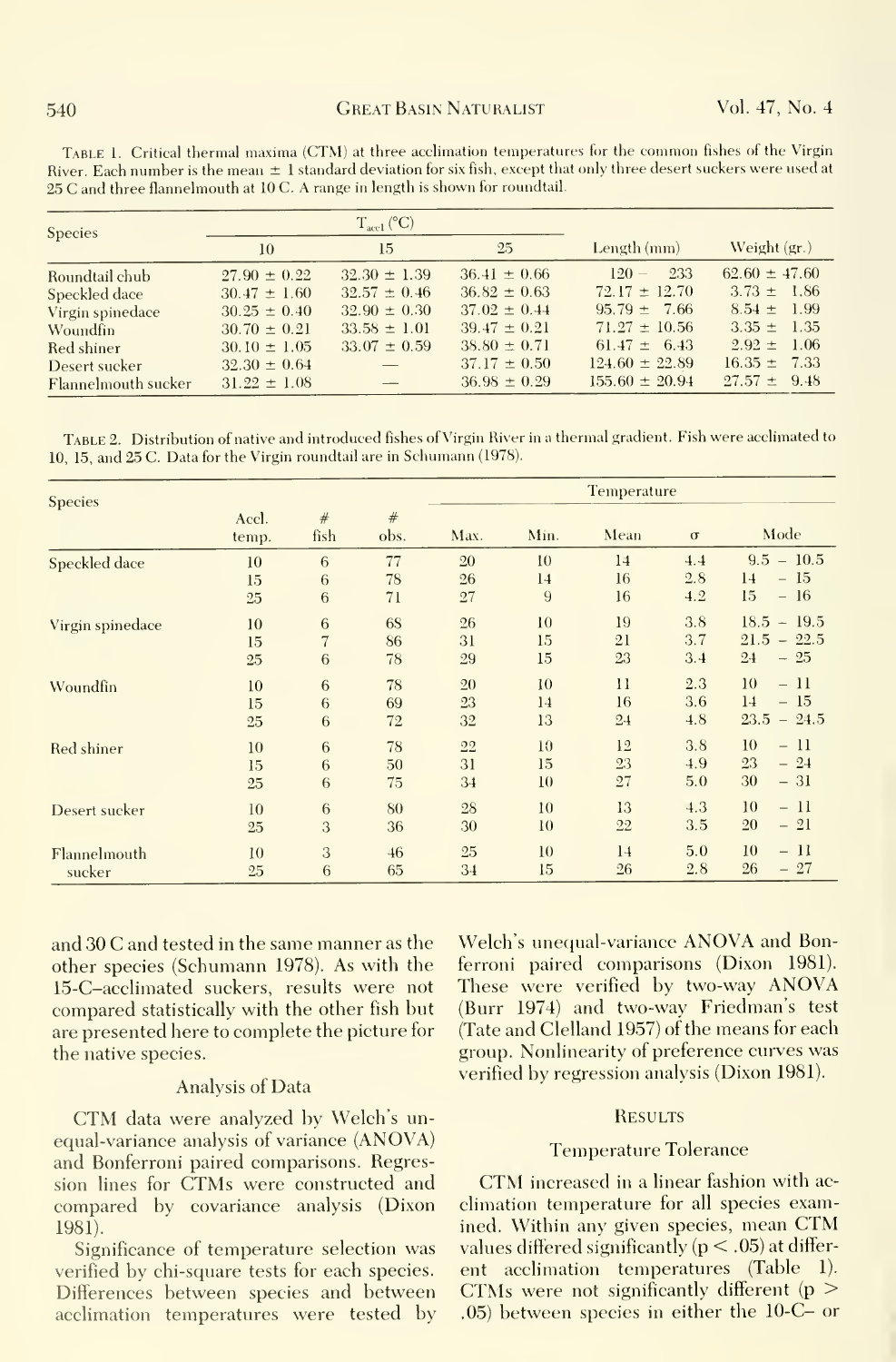TABLE 1. Critical thermal maxima (CTM) at three acclimation temperatures for the common fishes of the Virgin River. Each number is the mean ± 1 standard deviation for six fish, except that only three desert suckers were used at 25 C and three flannelmouth at 10 C. A range in length is shown for roundtail.

| Species | $T_{accl}$ (°C) | | | Length (mm) | Weight (gr.) |
|---|---|---|---|---|---|
| | 10 | 15 | 25 | | |
| Roundtail chub | 27.90 ± 0.22 | 32.30 ± 1.39 | 36.41 ± 0.66 | 120 – 233 | 62.60 ± 47.60 |
| Speckled dace | 30.47 ± 1.60 | 32.57 ± 0.46 | 36.82 ± 0.63 | 72.17 ± 12.70 | 3.73 ± 1.86 |
| Virgin spinedace | 30.25 ± 0.40 | 32.90 ± 0.30 | 37.02 ± 0.44 | 95.79 ± 7.66 | 8.54 ± 1.99 |
| Woundfin | 30.70 ± 0.21 | 33.58 ± 1.01 | 39.47 ± 0.21 | 71.27 ± 10.56 | 3.35 ± 1.35 |
| Red shiner | 30.10 ± 1.05 | 33.07 ± 0.59 | 38.80 ± 0.71 | 61.47 ± 6.43 | 2.92 ± 1.06 |
| Desert sucker | 32.30 ± 0.64 | — | 37.17 ± 0.50 | 124.60 ± 22.89 | 16.35 ± 7.33 |
| Flannelmouth sucker | 31.22 ± 1.08 | — | 36.98 ± 0.29 | 155.60 ± 20.94 | 27.57 ± 9.48 |

TABLE 2. Distribution of native and introduced fishes of Virgin River in a thermal gradient. Fish were acclimated to 10, 15, and 25 C. Data for the Virgin roundtail are in Schumann (1978).

| Species | Accl. temp. | # fish | # obs. | Temperature | | | | |
|---|---|---|---|---|---|---|---|---|
| | | | | Max. | Min. | Mean | σ | Mode |
| Speckled dace | 10 | 6 | 77 | 20 | 10 | 14 | 4.4 | 9.5 – 10.5 |
| | 15 | 6 | 78 | 26 | 14 | 16 | 2.8 | 14 – 15 |
| | 25 | 6 | 71 | 27 | 9 | 16 | 4.2 | 15 – 16 |
| Virgin spinedace | 10 | 6 | 68 | 26 | 10 | 19 | 3.8 | 18.5 – 19.5 |
| | 15 | 7 | 86 | 31 | 15 | 21 | 3.7 | 21.5 – 22.5 |
| | 25 | 6 | 78 | 29 | 15 | 23 | 3.4 | 24 – 25 |
| Woundfin | 10 | 6 | 78 | 20 | 10 | 11 | 2.3 | 10 – 11 |
| | 15 | 6 | 69 | 23 | 14 | 16 | 3.6 | 14 – 15 |
| | 25 | 6 | 72 | 32 | 13 | 24 | 4.8 | 23.5 – 24.5 |
| Red shiner | 10 | 6 | 78 | 22 | 10 | 12 | 3.8 | 10 – 11 |
| | 15 | 6 | 50 | 31 | 15 | 23 | 4.9 | 23 – 24 |
| | 25 | 6 | 75 | 34 | 10 | 27 | 5.0 | 30 – 31 |
| Desert sucker | 10 | 6 | 80 | 28 | 10 | 13 | 4.3 | 10 – 11 |
| | 25 | 3 | 36 | 30 | 10 | 22 | 3.5 | 20 – 21 |
| Flannelmouth sucker | 10 | 3 | 46 | 25 | 10 | 14 | 5.0 | 10 – 11 |
| | 25 | 6 | 65 | 34 | 15 | 26 | 2.8 | 26 – 27 |

and 30 C and tested in the same manner as the other species (Schumann 1978). As with the 15-C–acclimated suckers, results were not compared statistically with the other fish but are presented here to complete the picture for the native species.

## Analysis of Data

CTM data were analyzed by Welch's unequal-variance analysis of variance (ANOVA) and Bonferroni paired comparisons. Regression lines for CTMs were constructed and compared by covariance analysis (Dixon 1981).

Significance of temperature selection was verified by chi-square tests for each species. Differences between species and between acclimation temperatures were tested by Welch's unequal-variance ANOVA and Bonferroni paired comparisons (Dixon 1981). These were verified by two-way ANOVA (Burr 1974) and two-way Friedman's test (Tate and Clelland 1957) of the means for each group. Nonlinearity of preference curves was verified by regression analysis (Dixon 1981).

## RESULTS

### Temperature Tolerance

CTM increased in a linear fashion with acclimation temperature for all species examined. Within any given species, mean CTM values differed significantly ($p < .05$) at different acclimation temperatures (Table 1). CTMs were not significantly different ($p > .05$) between species in either the 10-C– or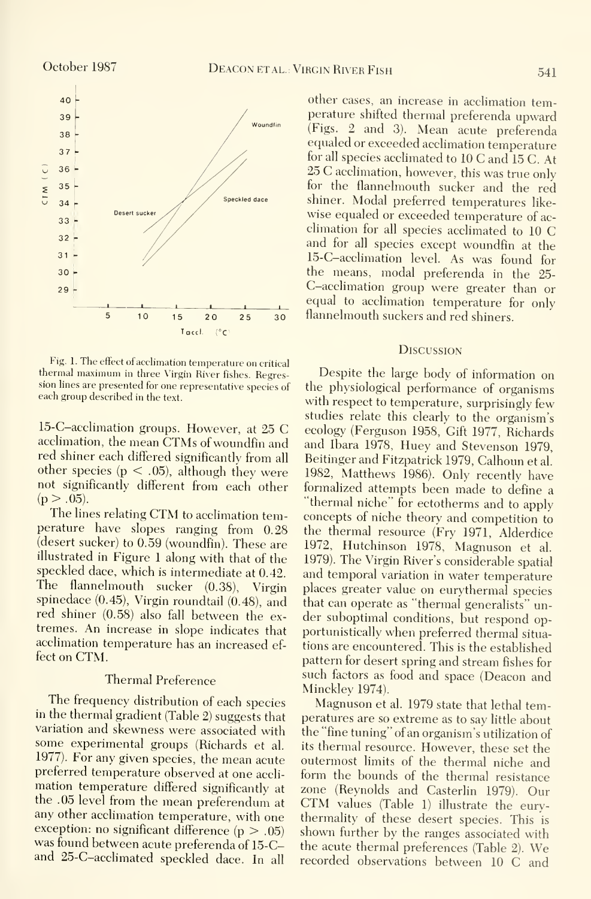Fig. 1. The effect of acclimation temperature on critical thermal maximum in three Virgin River fishes. Regression lines are presented for one representative species of each group described in the text.

15-C–acclimation groups. However, at 25 C acclimation, the mean CTMs of woundfin and red shiner each differed significantly from all other species ($p < .05$), although they were not significantly different from each other ($p > .05$).

The lines relating CTM to acclimation temperature have slopes ranging from 0.28 (desert sucker) to 0.59 (woundfin). These are illustrated in Figure 1 along with that of the speckled dace, which is intermediate at 0.42. The flannelmouth sucker (0.38), Virgin spinedace (0.45), Virgin roundtail (0.48), and red shiner (0.58) also fall between the extremes. An increase in slope indicates that acclimation temperature has an increased effect on CTM.

### Thermal Preference

The frequency distribution of each species in the thermal gradient (Table 2) suggests that variation and skewness were associated with some experimental groups (Richards et al. 1977). For any given species, the mean acute preferred temperature observed at one acclimation temperature differed significantly at the .05 level from the mean preferendum at any other acclimation temperature, with one exception: no significant difference ($p > .05$) was found between acute preferenda of 15-C– and 25-C–acclimated speckled dace. In all other cases, an increase in acclimation temperature shifted thermal preferenda upward (Figs. 2 and 3). Mean acute preferenda equaled or exceeded acclimation temperature for all species acclimated to 10 C and 15 C. At 25 C acclimation, however, this was true only for the flannelmouth sucker and the red shiner. Modal preferred temperatures likewise equaled or exceeded temperature of acclimation for all species acclimated to 10 C and for all species except woundfin at the 15-C–acclimation level. As was found for the means, modal preferenda in the 25-C–acclimation group were greater than or equal to acclimation temperature for only flannelmouth suckers and red shiners.

## Discussion

Despite the large body of information on the physiological performance of organisms with respect to temperature, surprisingly few studies relate this clearly to the organism's ecology (Ferguson 1958, Gift 1977, Richards and Ibara 1978, Huey and Stevenson 1979, Beitinger and Fitzpatrick 1979, Calhoun et al. 1982, Matthews 1986). Only recently have formalized attempts been made to define a "thermal niche" for ectotherms and to apply concepts of niche theory and competition to the thermal resource (Fry 1971, Alderdice 1972, Hutchinson 1978, Magnuson et al. 1979). The Virgin River's considerable spatial and temporal variation in water temperature places greater value on eurythermal species that can operate as "thermal generalists" under suboptimal conditions, but respond opportunistically when preferred thermal situations are encountered. This is the established pattern for desert spring and stream fishes for such factors as food and space (Deacon and Minckley 1974).

Magnuson et al. 1979 state that lethal temperatures are so extreme as to say little about the "fine tuning" of an organism's utilization of its thermal resource. However, these set the outermost limits of the thermal niche and form the bounds of the thermal resistance zone (Reynolds and Casterlin 1979). Our CTM values (Table 1) illustrate the eurythermality of these desert species. This is shown further by the ranges associated with the acute thermal preferences (Table 2). We recorded observations between 10 C and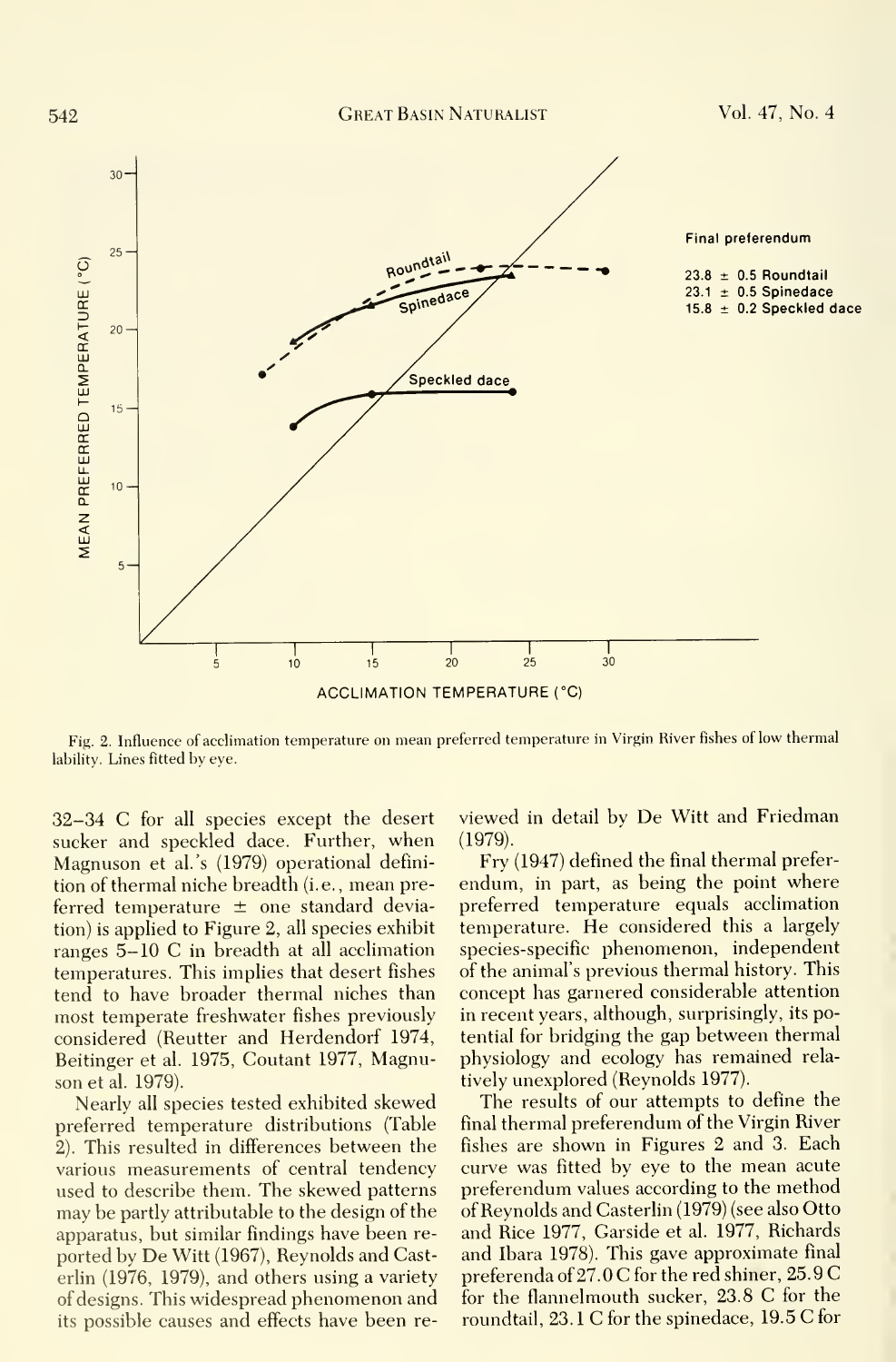Fig. 2. Influence of acclimation temperature on mean preferred temperature in Virgin River fishes of low thermal lability. Lines fitted by eye.

32–34 C for all species except the desert sucker and speckled dace. Further, when Magnuson et al.'s (1979) operational definition of thermal niche breadth (i.e., mean preferred temperature ± one standard deviation) is applied to Figure 2, all species exhibit ranges 5–10 C in breadth at all acclimation temperatures. This implies that desert fishes tend to have broader thermal niches than most temperate freshwater fishes previously considered (Reutter and Herdendorf 1974, Beitinger et al. 1975, Coutant 1977, Magnuson et al. 1979).

Nearly all species tested exhibited skewed preferred temperature distributions (Table 2). This resulted in differences between the various measurements of central tendency used to describe them. The skewed patterns may be partly attributable to the design of the apparatus, but similar findings have been reported by De Witt (1967), Reynolds and Casterlin (1976, 1979), and others using a variety of designs. This widespread phenomenon and its possible causes and effects have been reviewed in detail by De Witt and Friedman (1979).

Fry (1947) defined the final thermal preferendum, in part, as being the point where preferred temperature equals acclimation temperature. He considered this a largely species-specific phenomenon, independent of the animal's previous thermal history. This concept has garnered considerable attention in recent years, although, surprisingly, its potential for bridging the gap between thermal physiology and ecology has remained relatively unexplored (Reynolds 1977).

The results of our attempts to define the final thermal preferendum of the Virgin River fishes are shown in Figures 2 and 3. Each curve was fitted by eye to the mean acute preferendum values according to the method of Reynolds and Casterlin (1979) (see also Otto and Rice 1977, Garside et al. 1977, Richards and Ibara 1978). This gave approximate final preferenda of 27.0 C for the red shiner, 25.9 C for the flannelmouth sucker, 23.8 C for the roundtail, 23.1 C for the spinedace, 19.5 C for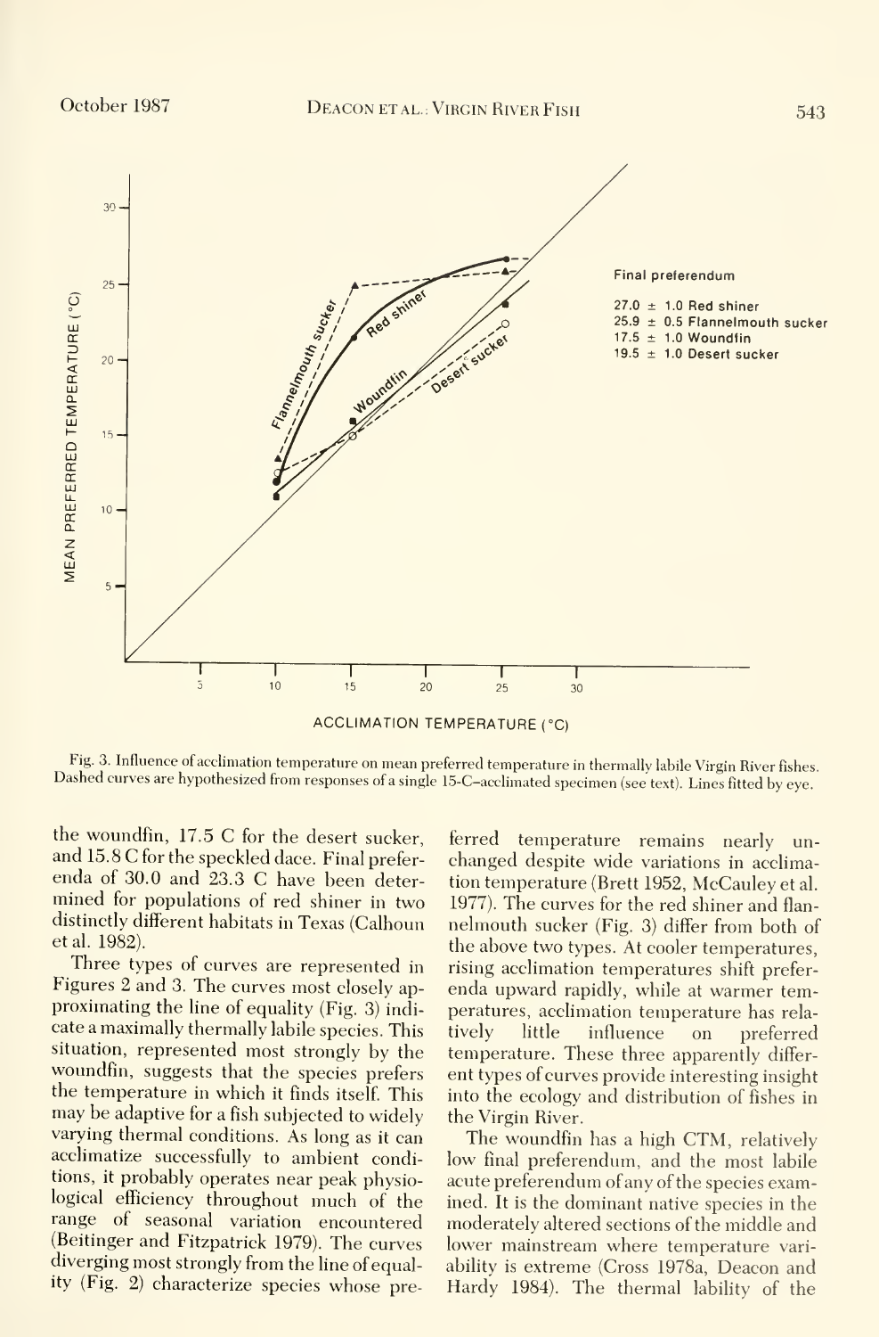Fig. 3. Influence of acclimation temperature on mean preferred temperature in thermally labile Virgin River fishes. Dashed curves are hypothesized from responses of a single 15-C–acclimated specimen (see text). Lines fitted by eye.

the woundfin, 17.5 C for the desert sucker, and 15.8 C for the speckled dace. Final preferenda of 30.0 and 23.3 C have been determined for populations of red shiner in two distinctly different habitats in Texas (Calhoun et al. 1982).

Three types of curves are represented in Figures 2 and 3. The curves most closely approximating the line of equality (Fig. 3) indicate a maximally thermally labile species. This situation, represented most strongly by the woundfin, suggests that the species prefers the temperature in which it finds itself. This may be adaptive for a fish subjected to widely varying thermal conditions. As long as it can acclimatize successfully to ambient conditions, it probably operates near peak physiological efficiency throughout much of the range of seasonal variation encountered (Beitinger and Fitzpatrick 1979). The curves diverging most strongly from the line of equality (Fig. 2) characterize species whose preferred temperature remains nearly unchanged despite wide variations in acclimation temperature (Brett 1952, McCauley et al. 1977). The curves for the red shiner and flannelmouth sucker (Fig. 3) differ from both of the above two types. At cooler temperatures, rising acclimation temperatures shift preferenda upward rapidly, while at warmer temperatures, acclimation temperature has relatively little influence on preferred temperature. These three apparently different types of curves provide interesting insight into the ecology and distribution of fishes in the Virgin River.

The woundfin has a high CTM, relatively low final preferendum, and the most labile acute preferendum of any of the species examined. It is the dominant native species in the moderately altered sections of the middle and lower mainstream where temperature variability is extreme (Cross 1978a, Deacon and Hardy 1984). The thermal lability of the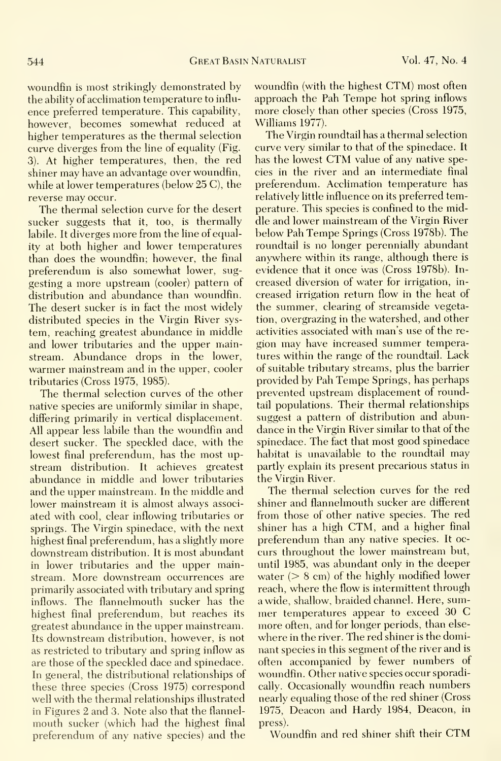woundfin is most strikingly demonstrated by the ability of acclimation temperature to influence preferred temperature. This capability, however, becomes somewhat reduced at higher temperatures as the thermal selection curve diverges from the line of equality (Fig. 3). At higher temperatures, then, the red shiner may have an advantage over woundfin, while at lower temperatures (below 25 C), the reverse may occur.

The thermal selection curve for the desert sucker suggests that it, too, is thermally labile. It diverges more from the line of equality at both higher and lower temperatures than does the woundfin; however, the final preferendum is also somewhat lower, suggesting a more upstream (cooler) pattern of distribution and abundance than woundfin. The desert sucker is in fact the most widely distributed species in the Virgin River system, reaching greatest abundance in middle and lower tributaries and the upper mainstream. Abundance drops in the lower, warmer mainstream and in the upper, cooler tributaries (Cross 1975, 1985).

The thermal selection curves of the other native species are uniformly similar in shape, differing primarily in vertical displacement. All appear less labile than the woundfin and desert sucker. The speckled dace, with the lowest final preferendum, has the most upstream distribution. It achieves greatest abundance in middle and lower tributaries and the upper mainstream. In the middle and lower mainstream it is almost always associated with cool, clear inflowing tributaries or springs. The Virgin spinedace, with the next highest final preferendum, has a slightly more downstream distribution. It is most abundant in lower tributaries and the upper mainstream. More downstream occurrences are primarily associated with tributary and spring inflows. The flannelmouth sucker has the highest final preferendum, but reaches its greatest abundance in the upper mainstream. Its downstream distribution, however, is not as restricted to tributary and spring inflow as are those of the speckled dace and spinedace. In general, the distributional relationships of these three species (Cross 1975) correspond well with the thermal relationships illustrated in Figures 2 and 3. Note also that the flannelmouth sucker (which had the highest final preferendum of any native species) and the woundfin (with the highest CTM) most often approach the Pah Tempe hot spring inflows more closely than other species (Cross 1975, Williams 1977).

The Virgin roundtail has a thermal selection curve very similar to that of the spinedace. It has the lowest CTM value of any native species in the river and an intermediate final preferendum. Acclimation temperature has relatively little influence on its preferred temperature. This species is confined to the middle and lower mainstream of the Virgin River below Pah Tempe Springs (Cross 1978b). The roundtail is no longer perennially abundant anywhere within its range, although there is evidence that it once was (Cross 1978b). Increased diversion of water for irrigation, increased irrigation return flow in the heat of the summer, clearing of streamside vegetation, overgrazing in the watershed, and other activities associated with man's use of the region may have increased summer temperatures within the range of the roundtail. Lack of suitable tributary streams, plus the barrier provided by Pah Tempe Springs, has perhaps prevented upstream displacement of roundtail populations. Their thermal relationships suggest a pattern of distribution and abundance in the Virgin River similar to that of the spinedace. The fact that most good spinedace habitat is unavailable to the roundtail may partly explain its present precarious status in the Virgin River.

The thermal selection curves for the red shiner and flannelmouth sucker are different from those of other native species. The red shiner has a high CTM, and a higher final preferendum than any native species. It occurs throughout the lower mainstream but, until 1985, was abundant only in the deeper water (> 8 cm) of the highly modified lower reach, where the flow is intermittent through a wide, shallow, braided channel. Here, summer temperatures appear to exceed 30 C more often, and for longer periods, than elsewhere in the river. The red shiner is the dominant species in this segment of the river and is often accompanied by fewer numbers of woundfin. Other native species occur sporadically. Occasionally woundfin reach numbers nearly equaling those of the red shiner (Cross 1975, Deacon and Hardy 1984, Deacon, in press).

Woundfin and red shiner shift their CTM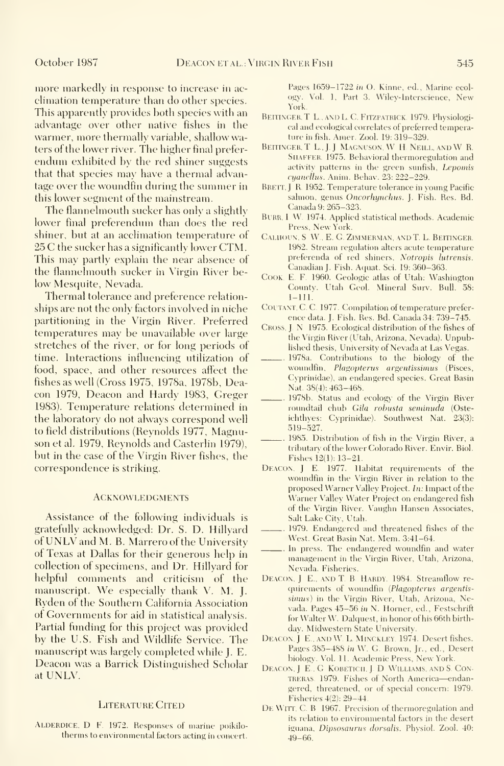more markedly in response to increase in acclimation temperature than do other species. This apparently provides both species with an advantage over other native fishes in the warmer, more thermally variable, shallow waters of the lower river. The higher final preferendum exhibited by the red shiner suggests that that species may have a thermal advantage over the woundfin during the summer in this lower segment of the mainstream.

The flannelmouth sucker has only a slightly lower final preferendum than does the red shiner, but at an acclimation temperature of 25 C the sucker has a significantly lower CTM. This may partly explain the near absence of the flannelmouth sucker in Virgin River below Mesquite, Nevada.

Thermal tolerance and preference relationships are not the only factors involved in niche partitioning in the Virgin River. Preferred temperatures may be unavailable over large stretches of the river, or for long periods of time. Interactions influencing utilization of food, space, and other resources affect the fishes as well (Cross 1975, 1978a, 1978b, Deacon 1979, Deacon and Hardy 1983, Greger 1983). Temperature relations determined in the laboratory do not always correspond well to field distributions (Reynolds 1977, Magnuson et al. 1979, Reynolds and Casterlin 1979), but in the case of the Virgin River fishes, the correspondence is striking.

## Acknowledgments

Assistance of the following individuals is gratefully acknowledged: Dr. S. D. Hillyard of UNLV and M. B. Marrero of the University of Texas at Dallas for their generous help in collection of specimens, and Dr. Hillyard for helpful comments and criticism of the manuscript. We especially thank V. M. J. Ryden of the Southern California Association of Governments for aid in statistical analysis. Partial funding for this project was provided by the U.S. Fish and Wildlife Service. The manuscript was largely completed while J. E. Deacon was a Barrick Distinguished Scholar at UNLV.

## Literature Cited

Alderdice, D. F. 1972. Responses of marine poikilotherms to environmental factors acting in concert. Pages 1659–1722 *in* O. Kinne, ed., Marine ecology. Vol. 1, Part 3. Wiley-Interscience, New York.

Beitinger, T. L., and L. C. Fitzpatrick. 1979. Physiological and ecological correlates of preferred temperature in fish. Amer. Zool. 19: 319–329.

Beitinger, T. L., J. J. Magnuson, W. H. Neill, and W. R. Shaffer. 1975. Behavioral thermoregulation and activity patterns in the green sunfish, *Lepomis cyanellus*. Anim. Behav. 23: 222–229.

Brett, J. R. 1952. Temperature tolerance in young Pacific salmon, genus *Oncorhynchus*. J. Fish. Res. Bd. Canada 9: 265–323.

Burr, I. W. 1974. Applied statistical methods. Academic Press, New York.

Calhoun, S. W., E. G. Zimmerman, and T. L. Beitinger. 1982. Stream regulation alters acute temperature preferenda of red shiners, *Notropis lutrensis*. Canadian J. Fish. Aquat. Sci. 19: 360–363.

Cook, E. F. 1960. Geologic atlas of Utah: Washington County. Utah Geol. Mineral Surv. Bull. 58: 1–111.

Coutant, C. C. 1977. Compilation of temperature preference data. J. Fish. Res. Bd. Canada 34: 739–745.

Cross, J. N. 1975. Ecological distribution of the fishes of the Virgin River (Utah, Arizona, Nevada). Unpublished thesis, University of Nevada at Las Vegas.

———. 1978a. Contributions to the biology of the woundfin, *Plagopterus argentissimus* (Pisces, Cyprinidae), an endangered species. Great Basin Nat. 38(4): 463–468.

———. 1978b. Status and ecology of the Virgin River roundtail chub *Gila robusta seminuda* (Osteichthyes: Cyprinidae). Southwest Nat. 23(3): 519–527.

———. 1985. Distribution of fish in the Virgin River, a tributary of the lower Colorado River. Envir. Biol. Fishes 12(1): 13–21.

Deacon, J. E. 1977. Habitat requirements of the woundfin in the Virgin River in relation to the proposed Warner Valley Project. *In:* Impact of the Warner Valley Water Project on endangered fish of the Virgin River. Vaughn Hansen Associates, Salt Lake City, Utah.

———. 1979. Endangered and threatened fishes of the West. Great Basin Nat. Mem. 3:41–64.

———. In press. The endangered woundfin and water management in the Virgin River, Utah, Arizona, Nevada. Fisheries.

Deacon, J. E., and T. B. Hardy. 1984. Streamflow requirements of woundfin (*Plagopterus argentissimus*) in the Virgin River, Utah, Arizona, Nevada. Pages 45–56 *in* N. Horner, ed., Festschrift for Walter W. Dalquest, in honor of his 66th birthday. Midwestern State University.

Deacon, J. E., and W. L. Minckley. 1974. Desert fishes. Pages 385–488 *in* W. G. Brown, Jr., ed., Desert biology. Vol. 11. Academic Press, New York.

Deacon, J. E., G. Kobetich, J. D. Williams, and S. Contreras. 1979. Fishes of North America—endangered, threatened, or of special concern: 1979. Fisheries 4(2): 29–44.

De Witt, C. B. 1967. Precision of thermoregulation and its relation to environmental factors in the desert iguana, *Dipsosaurus dorsalis*. Physiol. Zool. 40: 49–66.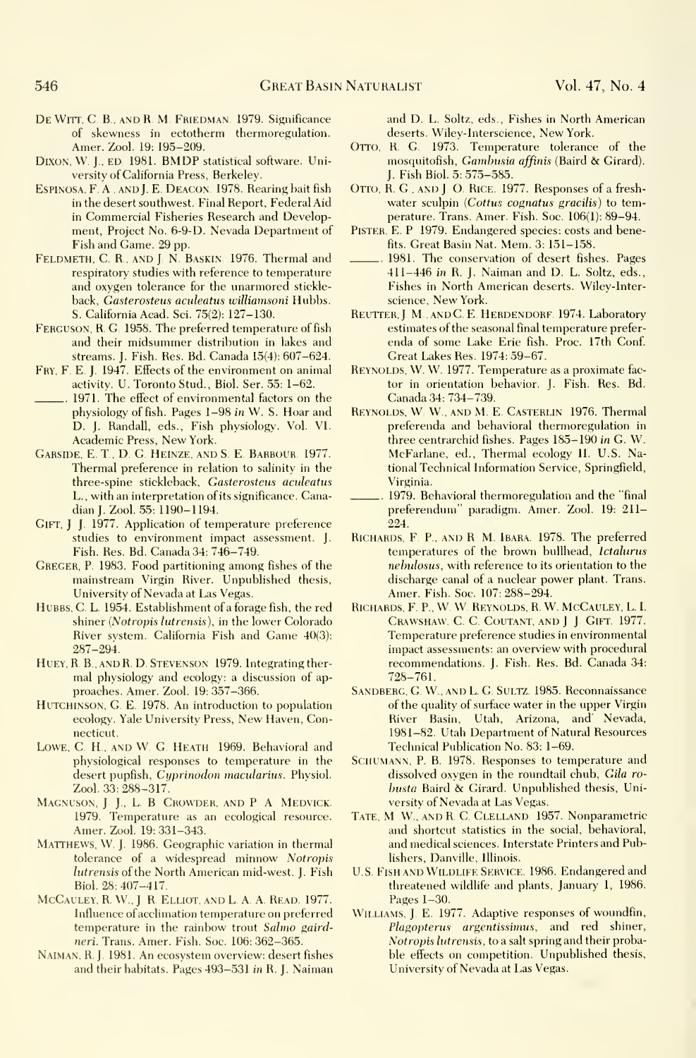De Witt, C. B., and R. M. Friedman. 1979. Significance of skewness in ectotherm thermoregulation. Amer. Zool. 19: 195–209.

Dixon, W. J., ed. 1981. BMDP statistical software. University of California Press, Berkeley.

Espinosa, F. A., and J. E. Deacon. 1978. Rearing bait fish in the desert southwest. Final Report, Federal Aid in Commercial Fisheries Research and Development, Project No. 6-9-D. Nevada Department of Fish and Game. 29 pp.

Feldmeth, C. R., and J. N. Baskin. 1976. Thermal and respiratory studies with reference to temperature and oxygen tolerance for the unarmored stickleback, *Gasterosteus aculeatus williamsoni* Hubbs. S. California Acad. Sci. 75(2): 127–130.

Ferguson, R. G. 1958. The preferred temperature of fish and their midsummer distribution in lakes and streams. J. Fish. Res. Bd. Canada 15(4): 607–624.

Fry, F. E. J. 1947. Effects of the environment on animal activity. U. Toronto Stud., Biol. Ser. 55: 1–62.

———. 1971. The effect of environmental factors on the physiology of fish. Pages 1–98 *in* W. S. Hoar and D. J. Randall, eds., Fish physiology. Vol. VI. Academic Press, New York.

Garside, E. T., D. G. Heinze, and S. E. Barbour. 1977. Thermal preference in relation to salinity in the three-spine stickleback, *Gasterosteus aculeatus* L., with an interpretation of its significance. Canadian J. Zool. 55: 1190–1194.

Gift, J. J. 1977. Application of temperature preference studies to environment impact assessment. J. Fish. Res. Bd. Canada 34: 746–749.

Greger, P. 1983. Food partitioning among fishes of the mainstream Virgin River. Unpublished thesis, University of Nevada at Las Vegas.

Hubbs, C. L. 1954. Establishment of a forage fish, the red shiner (*Notropis lutrensis*), in the lower Colorado River system. California Fish and Game 40(3): 287–294.

Huey, R. B., and R. D. Stevenson. 1979. Integrating thermal physiology and ecology: a discussion of approaches. Amer. Zool. 19: 357–366.

Hutchinson, G. E. 1978. An introduction to population ecology. Yale University Press, New Haven, Connecticut.

Lowe, C. H., and W. G. Heath. 1969. Behavioral and physiological responses to temperature in the desert pupfish, *Cyprinodon macularius*. Physiol. Zool. 33: 288–317.

Magnuson, J. J., L. B. Crowder, and P. A. Medvick. 1979. Temperature as an ecological resource. Amer. Zool. 19: 331–343.

Matthews, W. J. 1986. Geographic variation in thermal tolerance of a widespread minnow *Notropis lutrensis* of the North American mid-west. J. Fish Biol. 28: 407–417.

McCauley, R. W., J. R. Elliot, and L. A. A. Read. 1977. Influence of acclimation temperature on preferred temperature in the rainbow trout *Salmo gairdneri*. Trans. Amer. Fish. Soc. 106: 362–365.

Naiman, R. J. 1981. An ecosystem overview: desert fishes and their habitats. Pages 493–531 *in* R. J. Naiman and D. L. Soltz, eds., Fishes in North American deserts. Wiley-Interscience, New York.

Otto, R. G. 1973. Temperature tolerance of the mosquitofish, *Gambusia affinis* (Baird & Girard). J. Fish Biol. 5: 575–585.

Otto, R. G., and J. O. Rice. 1977. Responses of a freshwater sculpin (*Cottus cognatus gracilis*) to temperature. Trans. Amer. Fish. Soc. 106(1): 89–94.

Pister, E. P. 1979. Endangered species: costs and benefits. Great Basin Nat. Mem. 3: 151–158.

———. 1981. The conservation of desert fishes. Pages 411–446 *in* R. J. Naiman and D. L. Soltz, eds., Fishes in North American deserts. Wiley-Interscience, New York.

Reutter, J. M., and C. E. Herdendorf. 1974. Laboratory estimates of the seasonal final temperature preferenda of some Lake Erie fish. Proc. 17th Conf. Great Lakes Res. 1974: 59–67.

Reynolds, W. W. 1977. Temperature as a proximate factor in orientation behavior. J. Fish. Res. Bd. Canada 34: 734–739.

Reynolds, W. W., and M. E. Casterlin. 1976. Thermal preferenda and behavioral thermoregulation in three centrarchid fishes. Pages 185–190 *in* G. W. McFarlane, ed., Thermal ecology II. U.S. National Technical Information Service, Springfield, Virginia.

———. 1979. Behavioral thermoregulation and the "final preferendum" paradigm. Amer. Zool. 19: 211–224.

Richards, F. P., and R. M. Ibara. 1978. The preferred temperatures of the brown bullhead, *Ictalurus nebulosus*, with reference to its orientation to the discharge canal of a nuclear power plant. Trans. Amer. Fish. Soc. 107: 288–294.

Richards, F. P., W. W. Reynolds, R. W. McCauley, L. I. Crawshaw, C. C. Coutant, and J. J. Gift. 1977. Temperature preference studies in environmental impact assessments: an overview with procedural recommendations. J. Fish. Res. Bd. Canada 34: 728–761.

Sandberg, G. W., and L. G. Sultz. 1985. Reconnaissance of the quality of surface water in the upper Virgin River Basin, Utah, Arizona, and Nevada, 1981–82. Utah Department of Natural Resources Technical Publication No. 83: 1–69.

Schumann, P. B. 1978. Responses to temperature and dissolved oxygen in the roundtail chub, *Gila robusta* Baird & Girard. Unpublished thesis, University of Nevada at Las Vegas.

Tate, M. W., and R. C. Clelland. 1957. Nonparametric and shortcut statistics in the social, behavioral, and medical sciences. Interstate Printers and Publishers, Danville, Illinois.

U.S. Fish and Wildlife Service. 1986. Endangered and threatened wildlife and plants, January 1, 1986. Pages 1–30.

Williams, J. E. 1977. Adaptive responses of woundfin, *Plagopterus argentissimus*, and red shiner, *Notropis lutrensis*, to a salt spring and their probable effects on competition. Unpublished thesis, University of Nevada at Las Vegas.